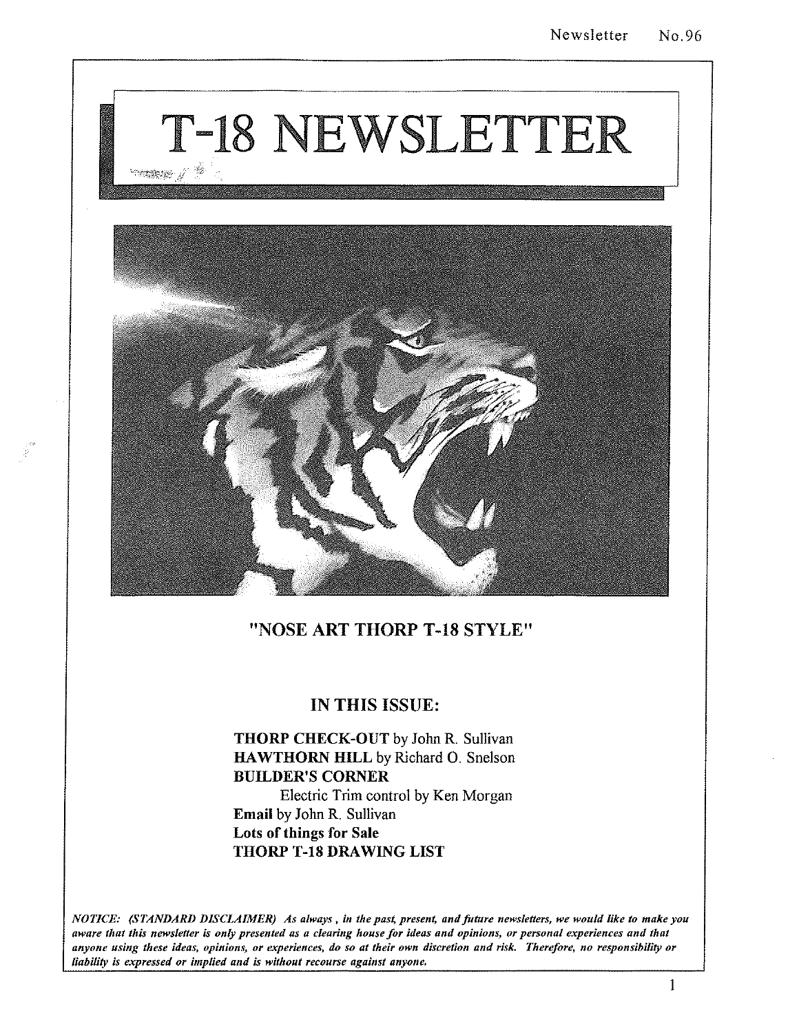# T-18 NEWSLETTER

"NOSE ART THORP T-18 STYLE"

## IN THIS ISSUE:

**THORP CHECK-OUT** by John R. Sullivan
**HAWTHORN HILL** by Richard O. Snelson
**BUILDER'S CORNER**
Electric Trim control by Ken Morgan
**Email** by John R. Sullivan
**Lots of things for Sale**
**THORP T-18 DRAWING LIST**

***NOTICE: (STANDARD DISCLAIMER) As always, in the past, present, and future newsletters, we would like to make you aware that this newsletter is only presented as a clearing house for ideas and opinions, or personal experiences and that anyone using these ideas, opinions, or experiences, do so at their own discretion and risk. Therefore, no responsibility or liability is expressed or implied and is without recourse against anyone.***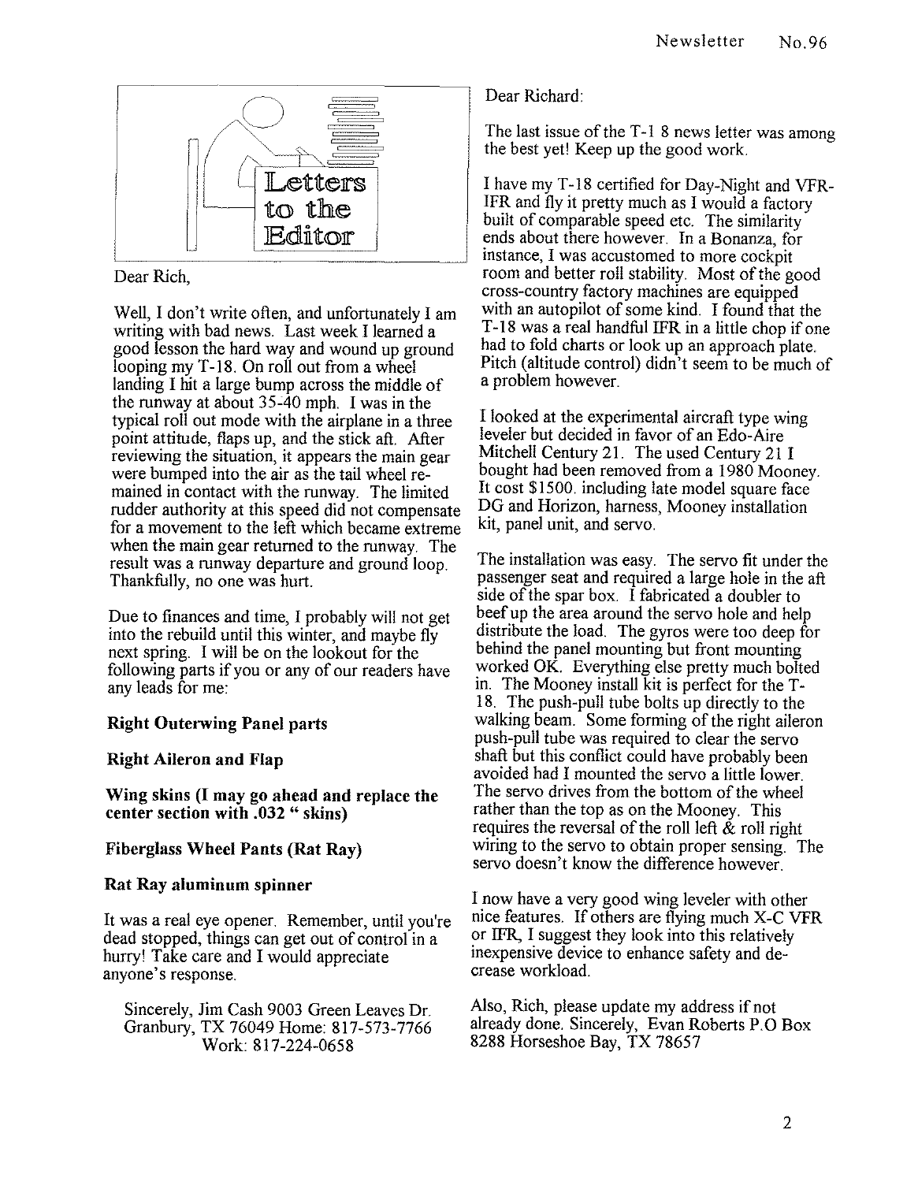## Letters to the Editor

Dear Rich,

Well, I don't write often, and unfortunately I am writing with bad news. Last week I learned a good lesson the hard way and wound up ground looping my T-18. On roll out from a wheel landing I hit a large bump across the middle of the runway at about 35-40 mph. I was in the typical roll out mode with the airplane in a three point attitude, flaps up, and the stick aft. After reviewing the situation, it appears the main gear were bumped into the air as the tail wheel remained in contact with the runway. The limited rudder authority at this speed did not compensate for a movement to the left which became extreme when the main gear returned to the runway. The result was a runway departure and ground loop. Thankfully, no one was hurt.

Due to finances and time, I probably will not get into the rebuild until this winter, and maybe fly next spring. I will be on the lookout for the following parts if you or any of our readers have any leads for me:

**Right Outerwing Panel parts**

**Right Aileron and Flap**

**Wing skins (I may go ahead and replace the center section with .032 " skins)**

**Fiberglass Wheel Pants (Rat Ray)**

**Rat Ray aluminum spinner**

It was a real eye opener. Remember, until you're dead stopped, things can get out of control in a hurry! Take care and I would appreciate anyone's response.

Sincerely, Jim Cash 9003 Green Leaves Dr. Granbury, TX 76049 Home: 817-573-7766 Work: 817-224-0658

Dear Richard:

The last issue of the T-1 8 news letter was among the best yet! Keep up the good work.

I have my T-18 certified for Day-Night and VFR-IFR and fly it pretty much as I would a factory built of comparable speed etc. The similarity ends about there however. In a Bonanza, for instance, I was accustomed to more cockpit room and better roll stability. Most of the good cross-country factory machines are equipped with an autopilot of some kind. I found that the T-18 was a real handful IFR in a little chop if one had to fold charts or look up an approach plate. Pitch (altitude control) didn't seem to be much of a problem however.

I looked at the experimental aircraft type wing leveler but decided in favor of an Edo-Aire Mitchell Century 21. The used Century 21 I bought had been removed from a 1980 Mooney. It cost $1500. including late model square face DG and Horizon, harness, Mooney installation kit, panel unit, and servo.

The installation was easy. The servo fit under the passenger seat and required a large hole in the aft side of the spar box. I fabricated a doubler to beef up the area around the servo hole and help distribute the load. The gyros were too deep for behind the panel mounting but front mounting worked OK. Everything else pretty much bolted in. The Mooney install kit is perfect for the T-18. The push-pull tube bolts up directly to the walking beam. Some forming of the right aileron push-pull tube was required to clear the servo shaft but this conflict could have probably been avoided had I mounted the servo a little lower. The servo drives from the bottom of the wheel rather than the top as on the Mooney. This requires the reversal of the roll left & roll right wiring to the servo to obtain proper sensing. The servo doesn't know the difference however.

I now have a very good wing leveler with other nice features. If others are flying much X-C VFR or IFR, I suggest they look into this relatively inexpensive device to enhance safety and decrease workload.

Also, Rich, please update my address if not already done. Sincerely, Evan Roberts P.O Box 8288 Horseshoe Bay, TX 78657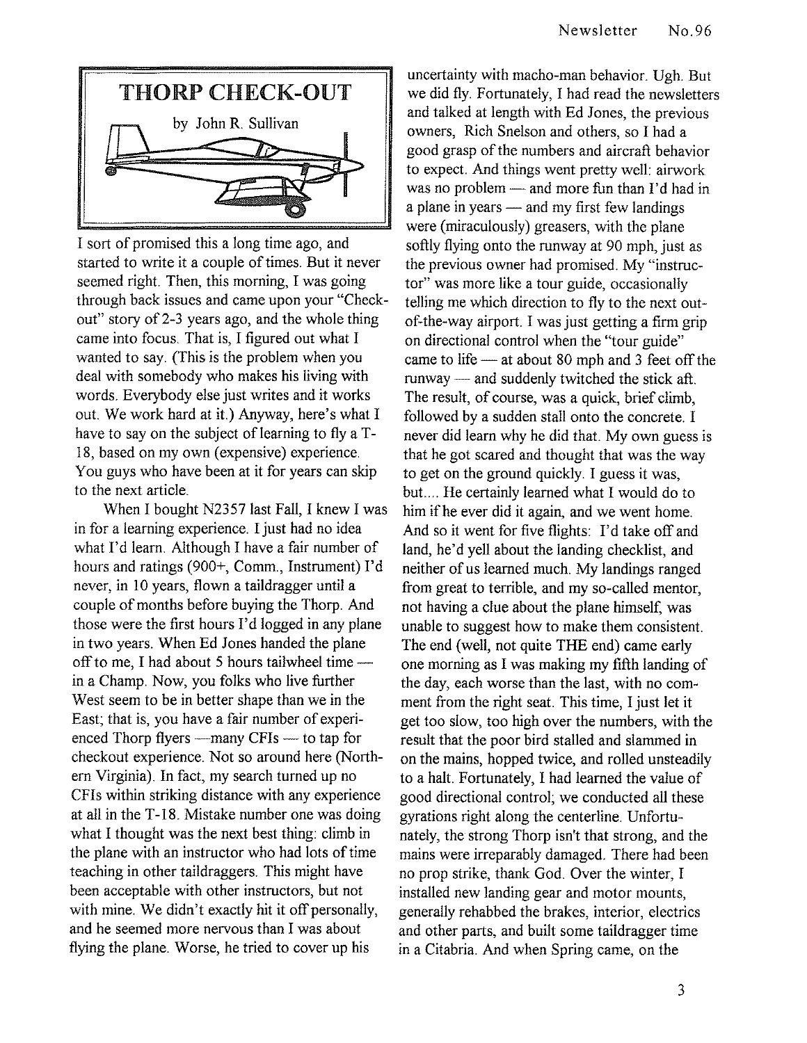## THORP CHECK-OUT

by John R. Sullivan

I sort of promised this a long time ago, and started to write it a couple of times. But it never seemed right. Then, this morning, I was going through back issues and came upon your "Check-out" story of 2-3 years ago, and the whole thing came into focus. That is, I figured out what I wanted to say. (This is the problem when you deal with somebody who makes his living with words. Everybody else just writes and it works out. We work hard at it.) Anyway, here's what I have to say on the subject of learning to fly a T-18, based on my own (expensive) experience. You guys who have been at it for years can skip to the next article.

When I bought N2357 last Fall, I knew I was in for a learning experience. I just had no idea what I'd learn. Although I have a fair number of hours and ratings (900+, Comm., Instrument) I'd never, in 10 years, flown a taildragger until a couple of months before buying the Thorp. And those were the first hours I'd logged in any plane in two years. When Ed Jones handed the plane off to me, I had about 5 hours tailwheel time — in a Champ. Now, you folks who live further West seem to be in better shape than we in the East; that is, you have a fair number of experienced Thorp flyers —many CFIs — to tap for checkout experience. Not so around here (Northern Virginia). In fact, my search turned up no CFIs within striking distance with any experience at all in the T-18. Mistake number one was doing what I thought was the next best thing: climb in the plane with an instructor who had lots of time teaching in other taildraggers. This might have been acceptable with other instructors, but not with mine. We didn't exactly hit it off personally, and he seemed more nervous than I was about flying the plane. Worse, he tried to cover up his uncertainty with macho-man behavior. Ugh. But we did fly. Fortunately, I had read the newsletters and talked at length with Ed Jones, the previous owners, Rich Snelson and others, so I had a good grasp of the numbers and aircraft behavior to expect. And things went pretty well: airwork was no problem — and more fun than I'd had in a plane in years — and my first few landings were (miraculously) greasers, with the plane softly flying onto the runway at 90 mph, just as the previous owner had promised. My "instructor" was more like a tour guide, occasionally telling me which direction to fly to the next out-of-the-way airport. I was just getting a firm grip on directional control when the "tour guide" came to life — at about 80 mph and 3 feet off the runway — and suddenly twitched the stick aft. The result, of course, was a quick, brief climb, followed by a sudden stall onto the concrete. I never did learn why he did that. My own guess is that he got scared and thought that was the way to get on the ground quickly. I guess it was, but.... He certainly learned what I would do to him if he ever did it again, and we went home. And so it went for five flights: I'd take off and land, he'd yell about the landing checklist, and neither of us learned much. My landings ranged from great to terrible, and my so-called mentor, not having a clue about the plane himself, was unable to suggest how to make them consistent. The end (well, not quite THE end) came early one morning as I was making my fifth landing of the day, each worse than the last, with no comment from the right seat. This time, I just let it get too slow, too high over the numbers, with the result that the poor bird stalled and slammed in on the mains, hopped twice, and rolled unsteadily to a halt. Fortunately, I had learned the value of good directional control; we conducted all these gyrations right along the centerline. Unfortunately, the strong Thorp isn't that strong, and the mains were irreparably damaged. There had been no prop strike, thank God. Over the winter, I installed new landing gear and motor mounts, generally rehabbed the brakes, interior, electrics and other parts, and built some taildragger time in a Citabria. And when Spring came, on the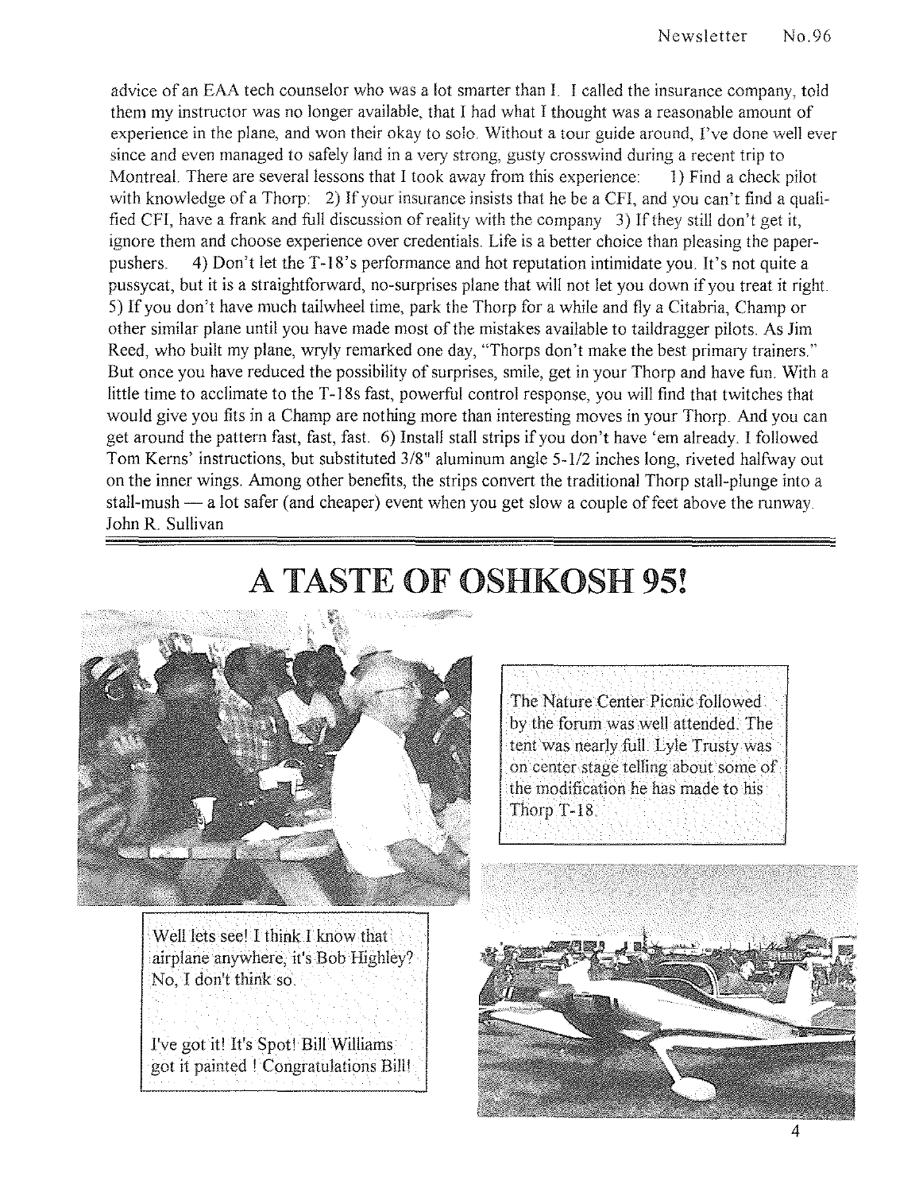advice of an EAA tech counselor who was a lot smarter than I. I called the insurance company, told them my instructor was no longer available, that I had what I thought was a reasonable amount of experience in the plane, and won their okay to solo. Without a tour guide around, I've done well ever since and even managed to safely land in a very strong, gusty crosswind during a recent trip to Montreal. There are several lessons that I took away from this experience: 1) Find a check pilot with knowledge of a Thorp: 2) If your insurance insists that he be a CFI, and you can't find a qualified CFI, have a frank and full discussion of reality with the company 3) If they still don't get it, ignore them and choose experience over credentials. Life is a better choice than pleasing the paper-pushers. 4) Don't let the T-18's performance and hot reputation intimidate you. It's not quite a pussycat, but it is a straightforward, no-surprises plane that will not let you down if you treat it right. 5) If you don't have much tailwheel time, park the Thorp for a while and fly a Citabria, Champ or other similar plane until you have made most of the mistakes available to taildragger pilots. As Jim Reed, who built my plane, wryly remarked one day, "Thorps don't make the best primary trainers." But once you have reduced the possibility of surprises, smile, get in your Thorp and have fun. With a little time to acclimate to the T-18s fast, powerful control response, you will find that twitches that would give you fits in a Champ are nothing more than interesting moves in your Thorp. And you can get around the pattern fast, fast, fast. 6) Install stall strips if you don't have 'em already. I followed Tom Kerns' instructions, but substituted 3/8" aluminum angle 5-1/2 inches long, riveted halfway out on the inner wings. Among other benefits, the strips convert the traditional Thorp stall-plunge into a stall-mush — a lot safer (and cheaper) event when you get slow a couple of feet above the runway.
John R. Sullivan

---

# A TASTE OF OSHKOSH 95!

The Nature Center Picnic followed by the forum was well attended. The tent was nearly full. Lyle Trusty was on center stage telling about some of the modification he has made to his Thorp T-18.

Well lets see! I think I know that airplane anywhere, it's Bob Highley? No, I don't think so.

I've got it! It's Spot! Bill Williams got it painted ! Congratulations Bill!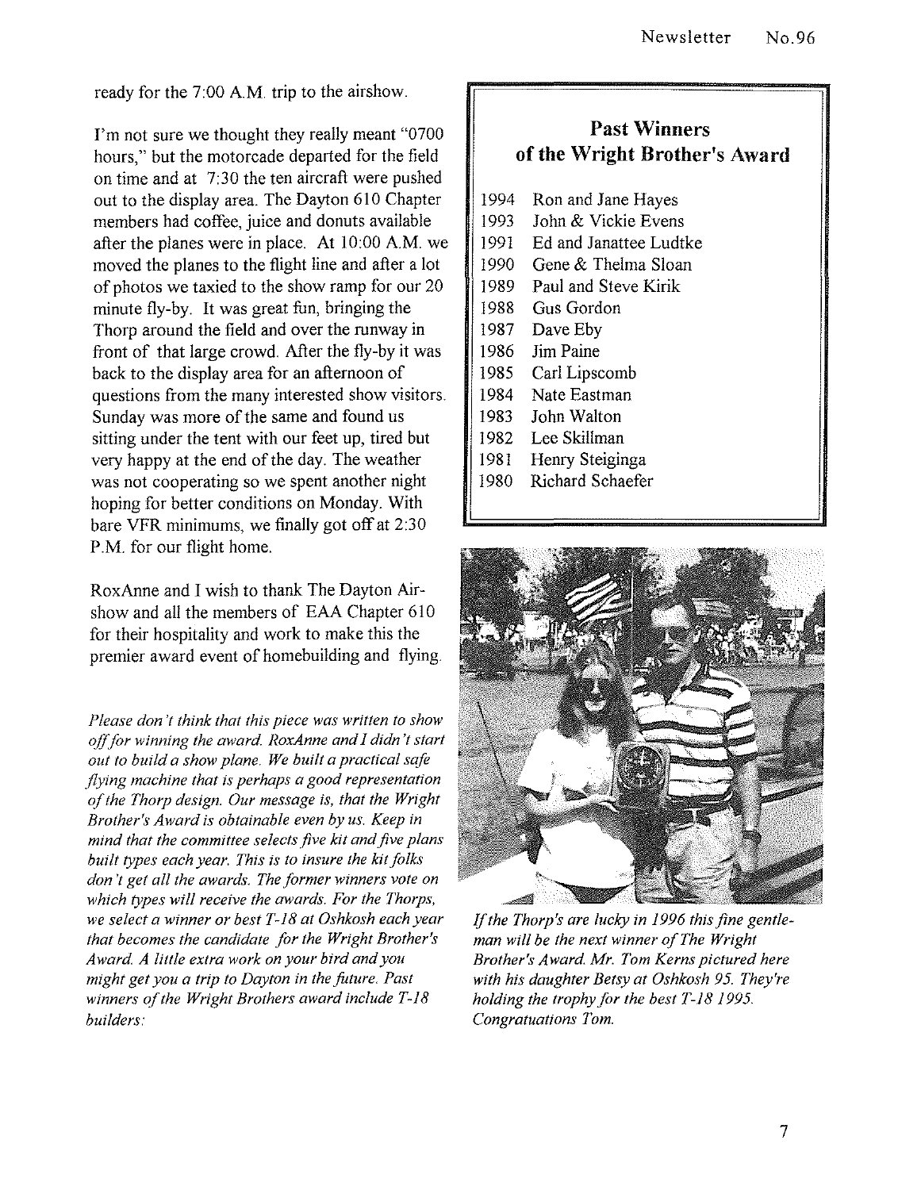ready for the 7:00 A.M. trip to the airshow.

I'm not sure we thought they really meant "0700 hours," but the motorcade departed for the field on time and at 7:30 the ten aircraft were pushed out to the display area. The Dayton 610 Chapter members had coffee, juice and donuts available after the planes were in place. At 10:00 A.M. we moved the planes to the flight line and after a lot of photos we taxied to the show ramp for our 20 minute fly-by. It was great fun, bringing the Thorp around the field and over the runway in front of that large crowd. After the fly-by it was back to the display area for an afternoon of questions from the many interested show visitors. Sunday was more of the same and found us sitting under the tent with our feet up, tired but very happy at the end of the day. The weather was not cooperating so we spent another night hoping for better conditions on Monday. With bare VFR minimums, we finally got off at 2:30 P.M. for our flight home.

RoxAnne and I wish to thank The Dayton Airshow and all the members of EAA Chapter 610 for their hospitality and work to make this the premier award event of homebuilding and flying.

*Please don't think that this piece was written to show off for winning the award. RoxAnne and I didn't start out to build a show plane. We built a practical safe flying machine that is perhaps a good representation of the Thorp design. Our message is, that the Wright Brother's Award is obtainable even by us. Keep in mind that the committee selects five kit and five plans built types each year. This is to insure the kit folks don't get all the awards. The former winners vote on which types will receive the awards. For the Thorps, we select a winner or best T-18 at Oshkosh each year that becomes the candidate for the Wright Brother's Award. A little extra work on your bird and you might get you a trip to Dayton in the future. Past winners of the Wright Brothers award include T-18 builders:*

## Past Winners of the Wright Brother's Award

| Year | Winner |
|---|---|
| 1994 | Ron and Jane Hayes |
| 1993 | John & Vickie Evens |
| 1991 | Ed and Janattee Ludtke |
| 1990 | Gene & Thelma Sloan |
| 1989 | Paul and Steve Kirik |
| 1988 | Gus Gordon |
| 1987 | Dave Eby |
| 1986 | Jim Paine |
| 1985 | Carl Lipscomb |
| 1984 | Nate Eastman |
| 1983 | John Walton |
| 1982 | Lee Skillman |
| 1981 | Henry Steiginga |
| 1980 | Richard Schaefer |

*If the Thorp's are lucky in 1996 this fine gentleman will be the next winner of The Wright Brother's Award. Mr. Tom Kerns pictured here with his daughter Betsy at Oshkosh 95. They're holding the trophy for the best T-18 1995. Congratuations Tom.*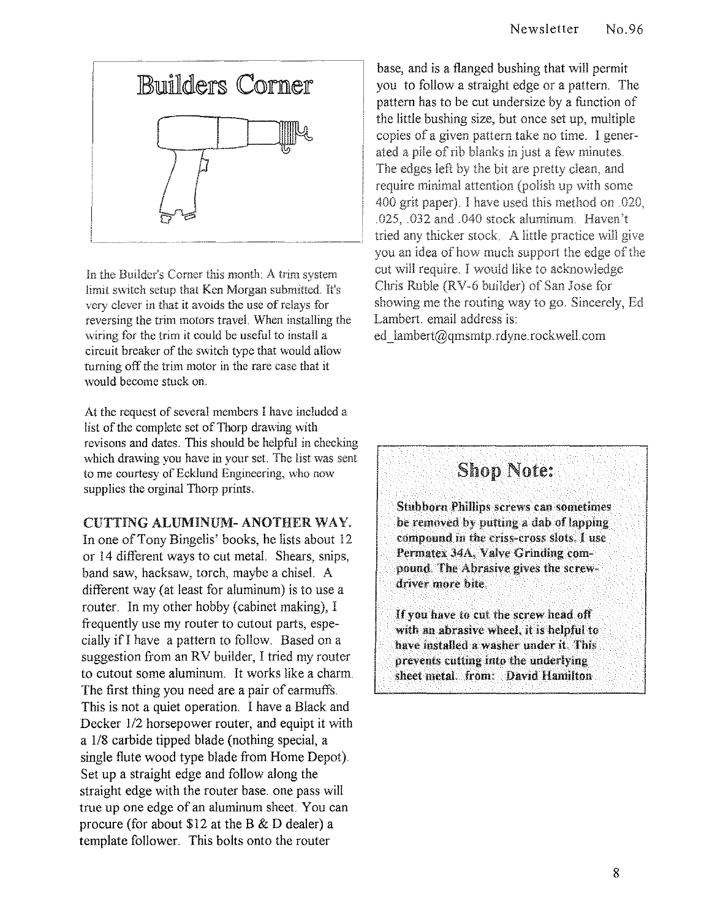# Builders Corner

In the Builder's Corner this month: A trim system limit switch setup that Ken Morgan submitted. It's very clever in that it avoids the use of relays for reversing the trim motors travel. When installing the wiring for the trim it could be useful to install a circuit breaker of the switch type that would allow turning off the trim motor in the rare case that it would become stuck on.

At the request of several members I have included a list of the complete set of Thorp drawing with revisons and dates. This should be helpful in checking which drawing you have in your set. The list was sent to me courtesy of Ecklund Engineering, who now supplies the orginal Thorp prints.

**CUTTING ALUMINUM- ANOTHER WAY.**

In one of Tony Bingelis' books, he lists about 12 or 14 different ways to cut metal. Shears, snips, band saw, hacksaw, torch, maybe a chisel. A different way (at least for aluminum) is to use a router. In my other hobby (cabinet making), I frequently use my router to cutout parts, especially if I have a pattern to follow. Based on a suggestion from an RV builder, I tried my router to cutout some aluminum. It works like a charm. The first thing you need are a pair of earmuffs. This is not a quiet operation. I have a Black and Decker 1/2 horsepower router, and equipt it with a 1/8 carbide tipped blade (nothing special, a single flute wood type blade from Home Depot). Set up a straight edge and follow along the straight edge with the router base. one pass will true up one edge of an aluminum sheet. You can procure (for about $12 at the B & D dealer) a template follower. This bolts onto the router base, and is a flanged bushing that will permit you to follow a straight edge or a pattern. The pattern has to be cut undersize by a function of the little bushing size, but once set up, multiple copies of a given pattern take no time. I generated a pile of rib blanks in just a few minutes. The edges left by the bit are pretty clean, and require minimal attention (polish up with some 400 grit paper). I have used this method on .020, .025, .032 and .040 stock aluminum. Haven't tried any thicker stock. A little practice will give you an idea of how much support the edge of the cut will require. I would like to acknowledge Chris Ruble (RV-6 builder) of San Jose for showing me the routing way to go. Sincerely, Ed Lambert. email address is: ed_lambert@qmsmtp.rdyne.rockwell.com

## Shop Note:

Stubborn Phillips screws can sometimes be removed by putting a dab of lapping compound in the criss-cross slots. I use Permatex 34A, Valve Grinding compound. The Abrasive gives the screwdriver more bite.

If you have to cut the screw head off with an abrasive wheel, it is helpful to have installed a washer under it. This prevents cutting into the underlying sheet metal. from: David Hamilton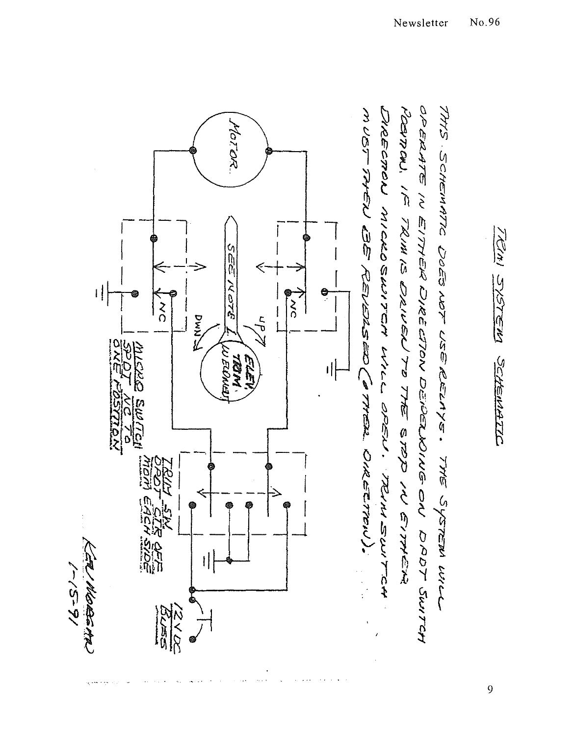## TRIM SYSTEM SCHEMATIC

THIS SCHEMATIC DOES NOT USE RELAYS. THE SYSTEM WILL OPERATE IN EITHER DIRECTION DEPENDING ON DPDT SWITCH POSITION. IF TRIM IS DRIVEN TO THE STOP IN EITHER DIRECTION MICROSWITCH WILL OPEN. TRIM SWITCH MUST THEN BE REVERSED (OTHER DIRECTION).

MOTOR

SEE NOTE 1.

ELEV. TRIM W EIGHT

UP

DWN

NC

NC

MICRO SWITCH SPDT NC TO ONE POSITION

TRIM SW DPDT CTR OFF MOM EACH SIDE

12 V DC BUSS

KEN MORGAN
1-15-91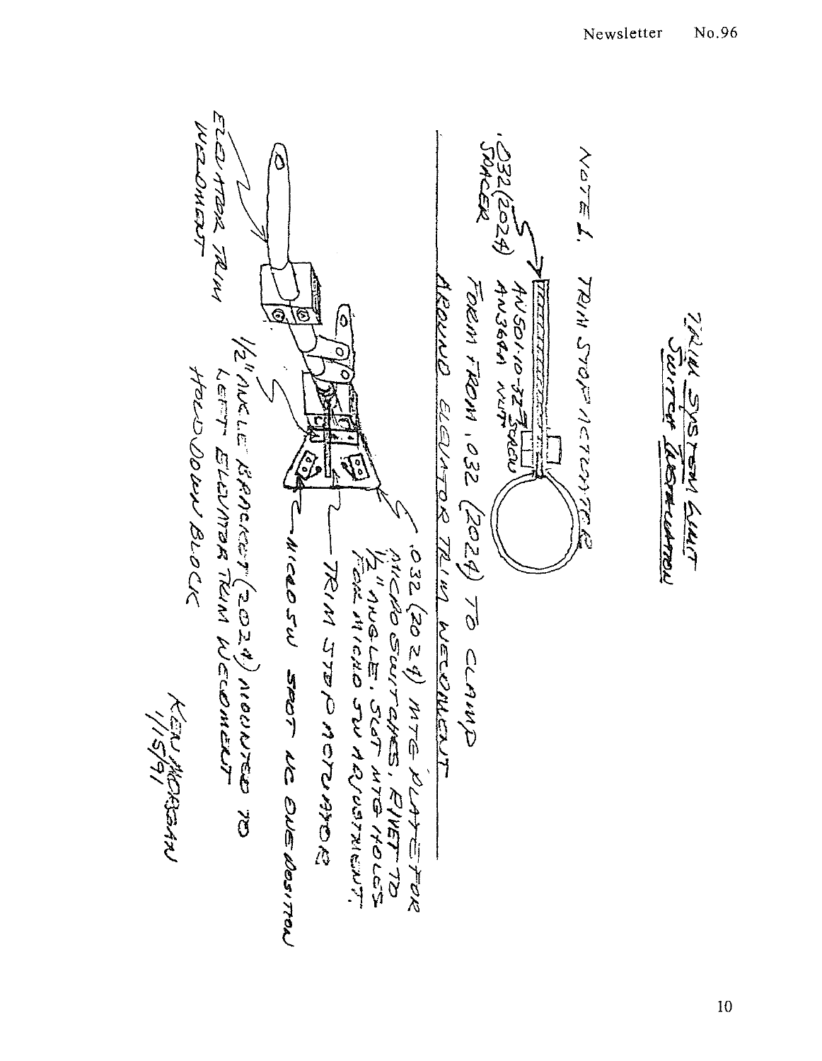TRIM SYSTEM LIMIT SWITCH INSTALLATION

NOTE 1. TRIM STOP ACTUATOR

.032 (2024) SPACER

AN501-10-32 SCREW
AN364 NUT

FORM FROM .032 (2024) TO CLAMP AROUND ELEVATOR TRIM WEIGHT

.032 (2024) MTG PLATE FOR MICRO SWITCHES. RIVET TO 1/2" ANGLE. SLOT MTG HOLES FOR MICRO SW ADJUSTMENT.

TRIM STOP ACTUATOR

MICRO SW SPDT NC ONE POSITION

1/2" ANGLE BRACKET (2024) MOUNTED TO LEFT ELEVATOR TRIM WEIGHT HOLD DOWN BLOCK

ELEVATOR TRIM WEIGHT

KEN MORGAN
1/15/91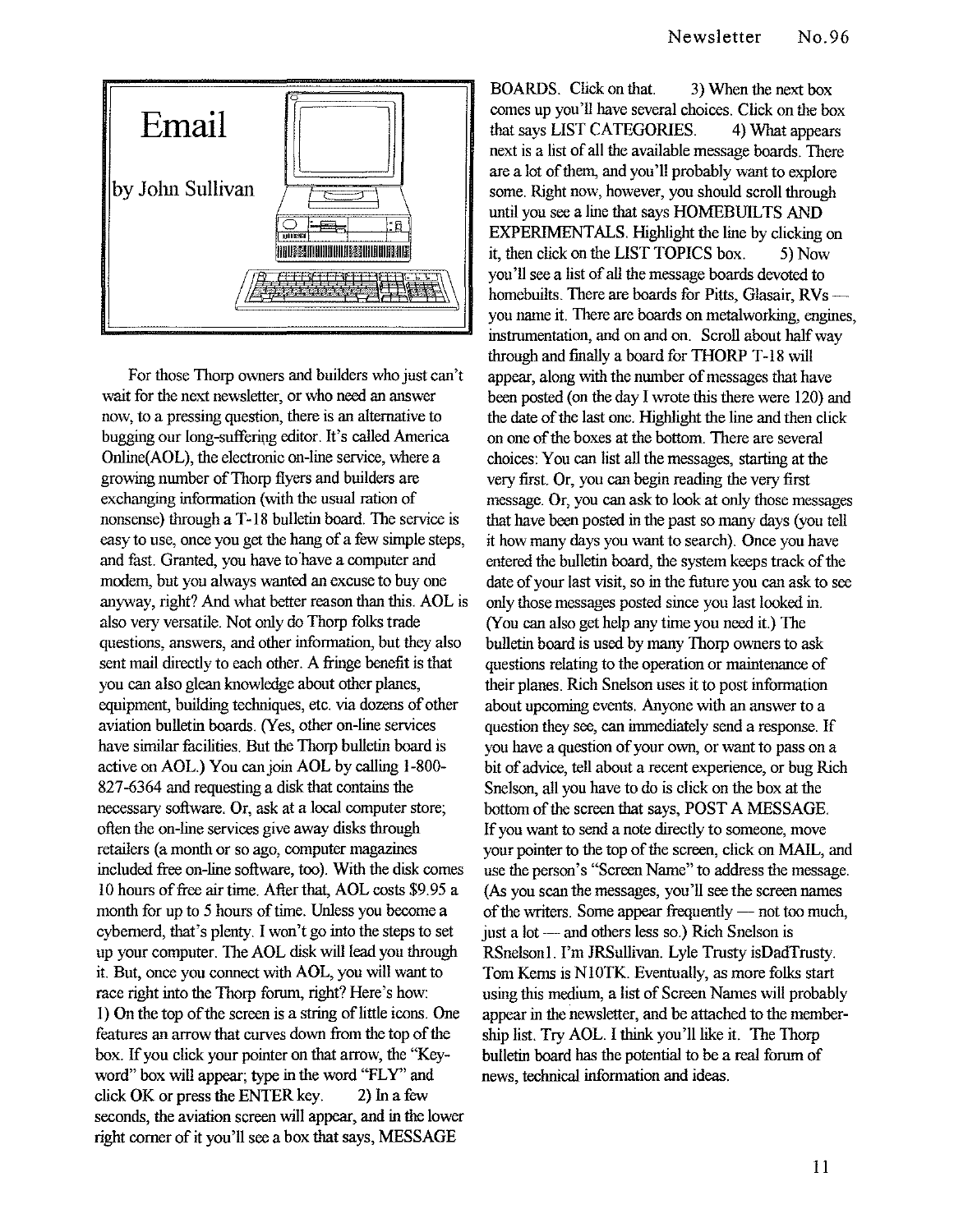# Email

by John Sullivan

For those Thorp owners and builders who just can't wait for the next newsletter, or who need an answer now, to a pressing question, there is an alternative to bugging our long-suffering editor. It's called America Online(AOL), the electronic on-line service, where a growing number of Thorp flyers and builders are exchanging information (with the usual ration of nonsense) through a T-18 bulletin board. The service is easy to use, once you get the hang of a few simple steps, and fast. Granted, you have to have a computer and modem, but you always wanted an excuse to buy one anyway, right? And what better reason than this. AOL is also very versatile. Not only do Thorp folks trade questions, answers, and other information, but they also sent mail directly to each other. A fringe benefit is that you can also glean knowledge about other planes, equipment, building techniques, etc. via dozens of other aviation bulletin boards. (Yes, other on-line services have similar facilities. But the Thorp bulletin board is active on AOL.) You can join AOL by calling 1-800-827-6364 and requesting a disk that contains the necessary software. Or, ask at a local computer store; often the on-line services give away disks through retailers (a month or so ago, computer magazines included free on-line software, too). With the disk comes 10 hours of free air time. After that, AOL costs $9.95 a month for up to 5 hours of time. Unless you become a cybernerd, that's plenty. I won't go into the steps to set up your computer. The AOL disk will lead you through it. But, once you connect with AOL, you will want to race right into the Thorp forum, right? Here's how:
1) On the top of the screen is a string of little icons. One features an arrow that curves down from the top of the box. If you click your pointer on that arrow, the "Keyword" box will appear; type in the word "FLY" and click OK or press the ENTER key. 2) In a few seconds, the aviation screen will appear, and in the lower right corner of it you'll see a box that says, MESSAGE BOARDS. Click on that. 3) When the next box comes up you'll have several choices. Click on the box that says LIST CATEGORIES. 4) What appears next is a list of all the available message boards. There are a lot of them, and you'll probably want to explore some. Right now, however, you should scroll through until you see a line that says HOMEBUILTS AND EXPERIMENTALS. Highlight the line by clicking on it, then click on the LIST TOPICS box. 5) Now you'll see a list of all the message boards devoted to homebuilts. There are boards for Pitts, Glasair, RVs — you name it. There are boards on metalworking, engines, instrumentation, and on and on. Scroll about half way through and finally a board for THORP T-18 will appear, along with the number of messages that have been posted (on the day I wrote this there were 120) and the date of the last one. Highlight the line and then click on one of the boxes at the bottom. There are several choices: You can list all the messages, starting at the very first. Or, you can begin reading the very first message. Or, you can ask to look at only those messages that have been posted in the past so many days (you tell it how many days you want to search). Once you have entered the bulletin board, the system keeps track of the date of your last visit, so in the future you can ask to see only those messages posted since you last looked in. (You can also get help any time you need it.) The bulletin board is used by many Thorp owners to ask questions relating to the operation or maintenance of their planes. Rich Snelson uses it to post information about upcoming events. Anyone with an answer to a question they see, can immediately send a response. If you have a question of your own, or want to pass on a bit of advice, tell about a recent experience, or bug Rich Snelson, all you have to do is click on the box at the bottom of the screen that says, POST A MESSAGE.
If you want to send a note directly to someone, move your pointer to the top of the screen, click on MAIL, and use the person's "Screen Name" to address the message. (As you scan the messages, you'll see the screen names of the writers. Some appear frequently — not too much, just a lot — and others less so.) Rich Snelson is RSnelson1. I'm JRSullivan. Lyle Trusty isDadTrusty. Tom Kerns is N10TK. Eventually, as more folks start using this medium, a list of Screen Names will probably appear in the newsletter, and be attached to the membership list. Try AOL. I think you'll like it. The Thorp bulletin board has the potential to be a real forum of news, technical information and ideas.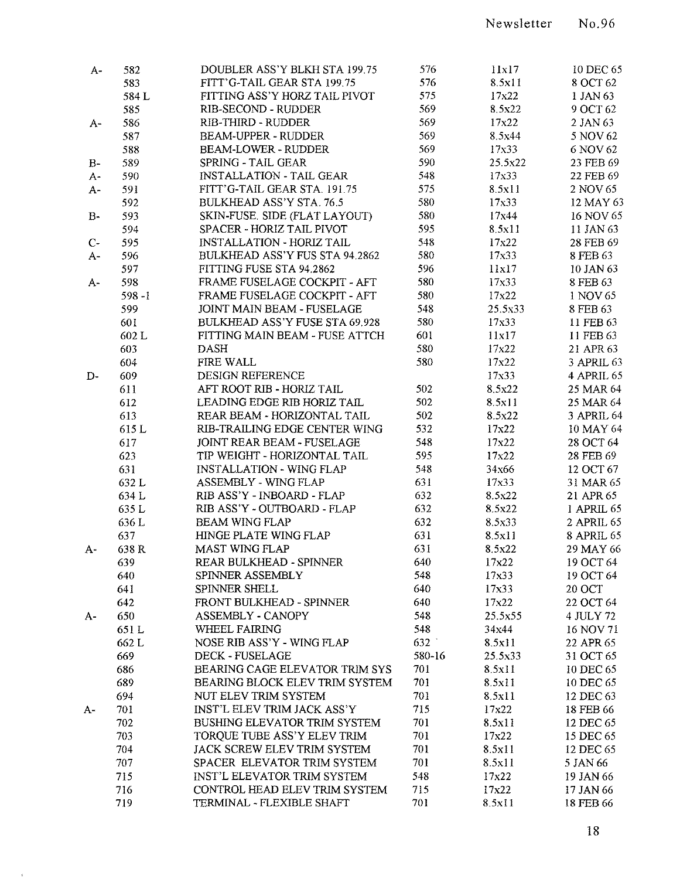| | | | | | |
|---|---|---|---|---|---|
| A- | 582 | DOUBLER ASS'Y BLKH STA 199.75 | 576 | 11x17 | 10 DEC 65 |
| | 583 | FITT'G-TAIL GEAR STA 199.75 | 576 | 8.5x11 | 8 OCT 62 |
| | 584 L | FITTING ASS'Y HORZ TAIL PIVOT | 575 | 17x22 | 1 JAN 63 |
| | 585 | RIB-SECOND - RUDDER | 569 | 8.5x22 | 9 OCT 62 |
| A- | 586 | RIB-THIRD - RUDDER | 569 | 17x22 | 2 JAN 63 |
| | 587 | BEAM-UPPER - RUDDER | 569 | 8.5x44 | 5 NOV 62 |
| | 588 | BEAM-LOWER - RUDDER | 569 | 17x33 | 6 NOV 62 |
| B- | 589 | SPRING - TAIL GEAR | 590 | 25.5x22 | 23 FEB 69 |
| A- | 590 | INSTALLATION - TAIL GEAR | 548 | 17x33 | 22 FEB 69 |
| A- | 591 | FITT'G-TAIL GEAR STA. 191.75 | 575 | 8.5x11 | 2 NOV 65 |
| | 592 | BULKHEAD ASS'Y STA. 76.5 | 580 | 17x33 | 12 MAY 63 |
| B- | 593 | SKIN-FUSE. SIDE (FLAT LAYOUT) | 580 | 17x44 | 16 NOV 65 |
| | 594 | SPACER - HORIZ TAIL PIVOT | 595 | 8.5x11 | 11 JAN 63 |
| C- | 595 | INSTALLATION - HORIZ TAIL | 548 | 17x22 | 28 FEB 69 |
| A- | 596 | BULKHEAD ASS'Y FUS STA 94.2862 | 580 | 17x33 | 8 FEB 63 |
| | 597 | FITTING FUSE STA 94.2862 | 596 | 11x17 | 10 JAN 63 |
| A- | 598 | FRAME FUSELAGE COCKPIT - AFT | 580 | 17x33 | 8 FEB 63 |
| | 598 -1 | FRAME FUSELAGE COCKPIT - AFT | 580 | 17x22 | 1 NOV 65 |
| | 599 | JOINT MAIN BEAM - FUSELAGE | 548 | 25.5x33 | 8 FEB 63 |
| | 601 | BULKHEAD ASS'Y FUSE STA 69.928 | 580 | 17x33 | 11 FEB 63 |
| | 602 L | FITTING MAIN BEAM - FUSE ATTCH | 601 | 11x17 | 11 FEB 63 |
| | 603 | DASH | 580 | 17x22 | 21 APR 63 |
| | 604 | FIRE WALL | 580 | 17x22 | 3 APRIL 63 |
| D- | 609 | DESIGN REFERENCE | | 17x33 | 4 APRIL 65 |
| | 611 | AFT ROOT RIB - HORIZ TAIL | 502 | 8.5x22 | 25 MAR 64 |
| | 612 | LEADING EDGE RIB HORIZ TAIL | 502 | 8.5x11 | 25 MAR 64 |
| | 613 | REAR BEAM - HORIZONTAL TAIL | 502 | 8.5x22 | 3 APRIL 64 |
| | 615 L | RIB-TRAILING EDGE CENTER WING | 532 | 17x22 | 10 MAY 64 |
| | 617 | JOINT REAR BEAM - FUSELAGE | 548 | 17x22 | 28 OCT 64 |
| | 623 | TIP WEIGHT - HORIZONTAL TAIL | 595 | 17x22 | 28 FEB 69 |
| | 631 | INSTALLATION - WING FLAP | 548 | 34x66 | 12 OCT 67 |
| | 632 L | ASSEMBLY - WING FLAP | 631 | 17x33 | 31 MAR 65 |
| | 634 L | RIB ASS'Y - INBOARD - FLAP | 632 | 8.5x22 | 21 APR 65 |
| | 635 L | RIB ASS'Y - OUTBOARD - FLAP | 632 | 8.5x22 | 1 APRIL 65 |
| | 636 L | BEAM WING FLAP | 632 | 8.5x33 | 2 APRIL 65 |
| | 637 | HINGE PLATE WING FLAP | 631 | 8.5x11 | 8 APRIL 65 |
| A- | 638 R | MAST WING FLAP | 631 | 8.5x22 | 29 MAY 66 |
| | 639 | REAR BULKHEAD - SPINNER | 640 | 17x22 | 19 OCT 64 |
| | 640 | SPINNER ASSEMBLY | 548 | 17x33 | 19 OCT 64 |
| | 641 | SPINNER SHELL | 640 | 17x33 | 20 OCT |
| | 642 | FRONT BULKHEAD - SPINNER | 640 | 17x22 | 22 OCT 64 |
| A- | 650 | ASSEMBLY - CANOPY | 548 | 25.5x55 | 4 JULY 72 |
| | 651 L | WHEEL FAIRING | 548 | 34x44 | 16 NOV 71 |
| | 662 L | NOSE RIB ASS'Y - WING FLAP | 632 | 8.5x11 | 22 APR 65 |
| | 669 | DECK - FUSELAGE | 580-16 | 25.5x33 | 31 OCT 65 |
| | 686 | BEARING CAGE ELEVATOR TRIM SYS | 701 | 8.5x11 | 10 DEC 65 |
| | 689 | BEARING BLOCK ELEV TRIM SYSTEM | 701 | 8.5x11 | 10 DEC 65 |
| | 694 | NUT ELEV TRIM SYSTEM | 701 | 8.5x11 | 12 DEC 63 |
| A- | 701 | INST'L ELEV TRIM JACK ASS'Y | 715 | 17x22 | 18 FEB 66 |
| | 702 | BUSHING ELEVATOR TRIM SYSTEM | 701 | 8.5x11 | 12 DEC 65 |
| | 703 | TORQUE TUBE ASS'Y ELEV TRIM | 701 | 17x22 | 15 DEC 65 |
| | 704 | JACK SCREW ELEV TRIM SYSTEM | 701 | 8.5x11 | 12 DEC 65 |
| | 707 | SPACER ELEVATOR TRIM SYSTEM | 701 | 8.5x11 | 5 JAN 66 |
| | 715 | INST'L ELEVATOR TRIM SYSTEM | 548 | 17x22 | 19 JAN 66 |
| | 716 | CONTROL HEAD ELEV TRIM SYSTEM | 715 | 17x22 | 17 JAN 66 |
| | 719 | TERMINAL - FLEXIBLE SHAFT | 701 | 8.5x11 | 18 FEB 66 |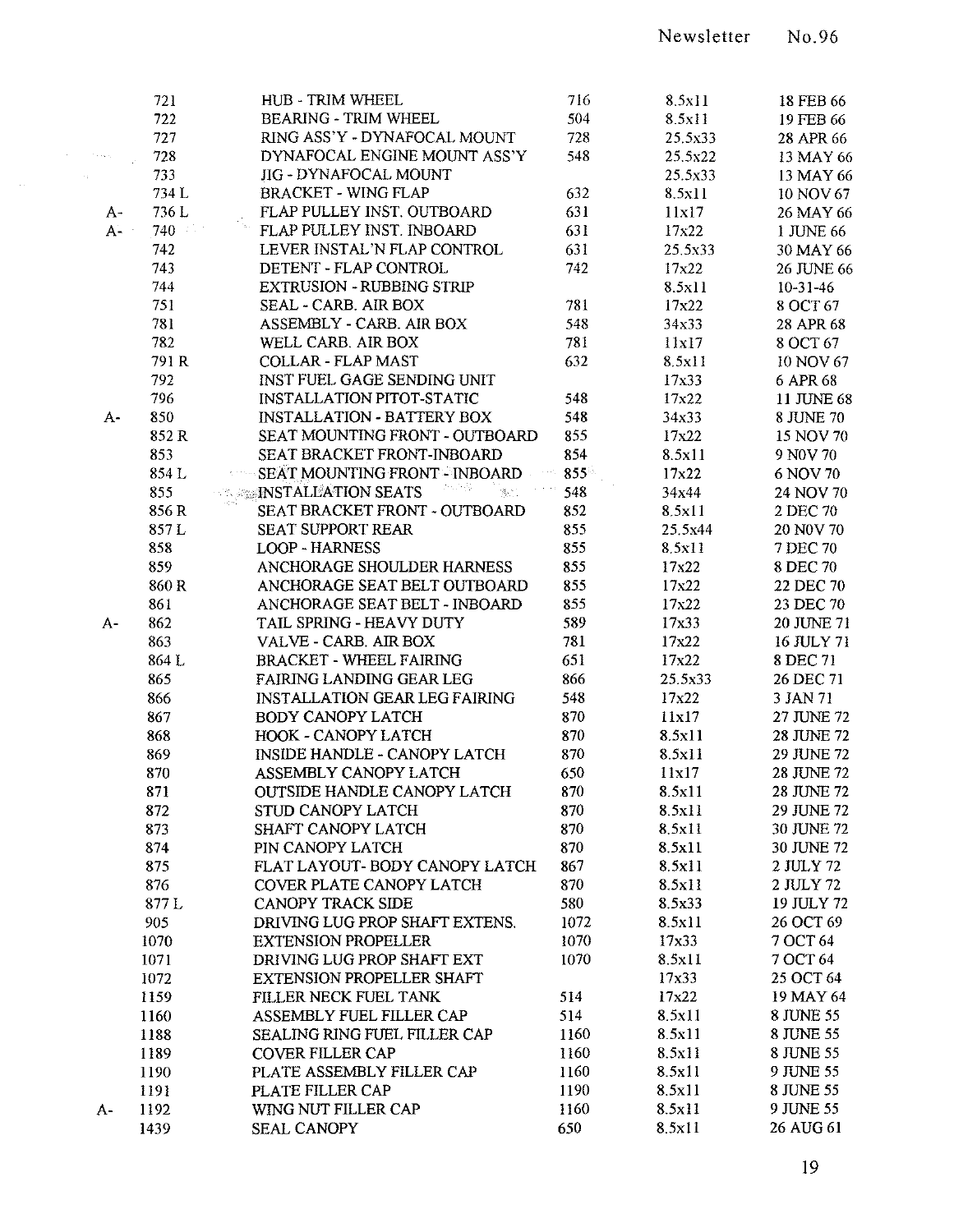| | | | | | |
|---|---|---|---|---|---|
| | 721 | HUB - TRIM WHEEL | 716 | 8.5x11 | 18 FEB 66 |
| | 722 | BEARING - TRIM WHEEL | 504 | 8.5x11 | 19 FEB 66 |
| | 727 | RING ASS'Y - DYNAFOCAL MOUNT | 728 | 25.5x33 | 28 APR 66 |
| | 728 | DYNAFOCAL ENGINE MOUNT ASS'Y | 548 | 25.5x22 | 13 MAY 66 |
| | 733 | JIG - DYNAFOCAL MOUNT | | 25.5x33 | 13 MAY 66 |
| | 734 L | BRACKET - WING FLAP | 632 | 8.5x11 | 10 NOV 67 |
| A- | 736 L | FLAP PULLEY INST. OUTBOARD | 631 | 11x17 | 26 MAY 66 |
| A- | 740 | FLAP PULLEY INST. INBOARD | 631 | 17x22 | 1 JUNE 66 |
| | 742 | LEVER INSTAL'N FLAP CONTROL | 631 | 25.5x33 | 30 MAY 66 |
| | 743 | DETENT - FLAP CONTROL | 742 | 17x22 | 26 JUNE 66 |
| | 744 | EXTRUSION - RUBBING STRIP | | 8.5x11 | 10-31-46 |
| | 751 | SEAL - CARB. AIR BOX | 781 | 17x22 | 8 OCT 67 |
| | 781 | ASSEMBLY - CARB. AIR BOX | 548 | 34x33 | 28 APR 68 |
| | 782 | WELL CARB. AIR BOX | 781 | 11x17 | 8 OCT 67 |
| | 791 R | COLLAR - FLAP MAST | 632 | 8.5x11 | 10 NOV 67 |
| | 792 | INST FUEL GAGE SENDING UNIT | | 17x33 | 6 APR 68 |
| | 796 | INSTALLATION PITOT-STATIC | 548 | 17x22 | 11 JUNE 68 |
| A- | 850 | INSTALLATION - BATTERY BOX | 548 | 34x33 | 8 JUNE 70 |
| | 852 R | SEAT MOUNTING FRONT - OUTBOARD | 855 | 17x22 | 15 NOV 70 |
| | 853 | SEAT BRACKET FRONT-INBOARD | 854 | 8.5x11 | 9 NOV 70 |
| | 854 L | SEAT MOUNTING FRONT - INBOARD | 855 | 17x22 | 6 NOV 70 |
| | 855 | INSTALLATION SEATS | 548 | 34x44 | 24 NOV 70 |
| | 856 R | SEAT BRACKET FRONT - OUTBOARD | 852 | 8.5x11 | 2 DEC 70 |
| | 857 L | SEAT SUPPORT REAR | 855 | 25.5x44 | 20 NOV 70 |
| | 858 | LOOP - HARNESS | 855 | 8.5x11 | 7 DEC 70 |
| | 859 | ANCHORAGE SHOULDER HARNESS | 855 | 17x22 | 8 DEC 70 |
| | 860 R | ANCHORAGE SEAT BELT OUTBOARD | 855 | 17x22 | 22 DEC 70 |
| | 861 | ANCHORAGE SEAT BELT - INBOARD | 855 | 17x22 | 23 DEC 70 |
| A- | 862 | TAIL SPRING - HEAVY DUTY | 589 | 17x33 | 20 JUNE 71 |
| | 863 | VALVE - CARB. AIR BOX | 781 | 17x22 | 16 JULY 71 |
| | 864 L | BRACKET - WHEEL FAIRING | 651 | 17x22 | 8 DEC 71 |
| | 865 | FAIRING LANDING GEAR LEG | 866 | 25.5x33 | 26 DEC 71 |
| | 866 | INSTALLATION GEAR LEG FAIRING | 548 | 17x22 | 3 JAN 71 |
| | 867 | BODY CANOPY LATCH | 870 | 11x17 | 27 JUNE 72 |
| | 868 | HOOK - CANOPY LATCH | 870 | 8.5x11 | 28 JUNE 72 |
| | 869 | INSIDE HANDLE - CANOPY LATCH | 870 | 8.5x11 | 29 JUNE 72 |
| | 870 | ASSEMBLY CANOPY LATCH | 650 | 11x17 | 28 JUNE 72 |
| | 871 | OUTSIDE HANDLE CANOPY LATCH | 870 | 8.5x11 | 28 JUNE 72 |
| | 872 | STUD CANOPY LATCH | 870 | 8.5x11 | 29 JUNE 72 |
| | 873 | SHAFT CANOPY LATCH | 870 | 8.5x11 | 30 JUNE 72 |
| | 874 | PIN CANOPY LATCH | 870 | 8.5x11 | 30 JUNE 72 |
| | 875 | FLAT LAYOUT- BODY CANOPY LATCH | 867 | 8.5x11 | 2 JULY 72 |
| | 876 | COVER PLATE CANOPY LATCH | 870 | 8.5x11 | 2 JULY 72 |
| | 877 L | CANOPY TRACK SIDE | 580 | 8.5x33 | 19 JULY 72 |
| | 905 | DRIVING LUG PROP SHAFT EXTENS. | 1072 | 8.5x11 | 26 OCT 69 |
| | 1070 | EXTENSION PROPELLER | 1070 | 17x33 | 7 OCT 64 |
| | 1071 | DRIVING LUG PROP SHAFT EXT | 1070 | 8.5x11 | 7 OCT 64 |
| | 1072 | EXTENSION PROPELLER SHAFT | | 17x33 | 25 OCT 64 |
| | 1159 | FILLER NECK FUEL TANK | 514 | 17x22 | 19 MAY 64 |
| | 1160 | ASSEMBLY FUEL FILLER CAP | 514 | 8.5x11 | 8 JUNE 55 |
| | 1188 | SEALING RING FUEL FILLER CAP | 1160 | 8.5x11 | 8 JUNE 55 |
| | 1189 | COVER FILLER CAP | 1160 | 8.5x11 | 8 JUNE 55 |
| | 1190 | PLATE ASSEMBLY FILLER CAP | 1160 | 8.5x11 | 9 JUNE 55 |
| | 1191 | PLATE FILLER CAP | 1190 | 8.5x11 | 8 JUNE 55 |
| A- | 1192 | WING NUT FILLER CAP | 1160 | 8.5x11 | 9 JUNE 55 |
| | 1439 | SEAL CANOPY | 650 | 8.5x11 | 26 AUG 61 |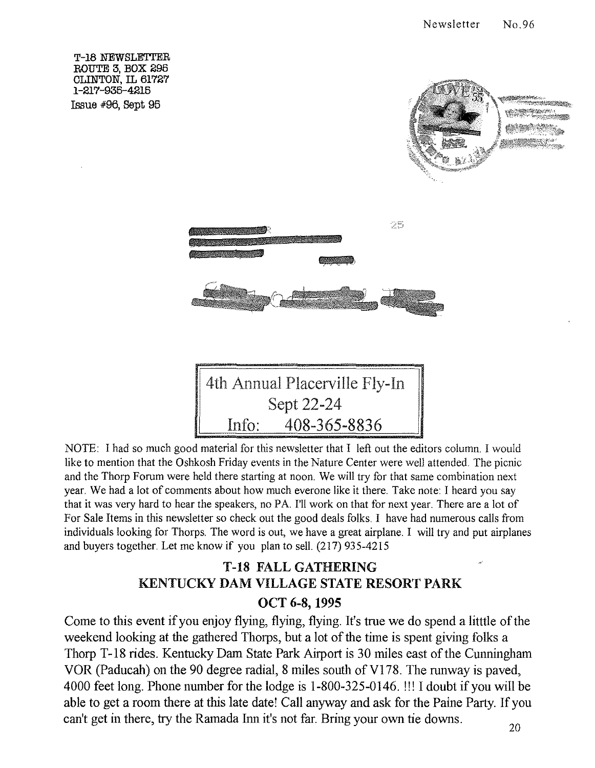T-18 NEWSLETTER
ROUTE 3, BOX 295
CLINTON, IL 61727
1-217-935-4215
Issue #96, Sept 95

| 4th Annual Placerville Fly-In |
|---|
| Sept 22-24 |
| Info: 408-365-8836 |

NOTE: I had so much good material for this newsletter that I left out the editors column. I would like to mention that the Oshkosh Friday events in the Nature Center were well attended. The picnic and the Thorp Forum were held there starting at noon. We will try for that same combination next year. We had a lot of comments about how much everone like it there. Take note: I heard you say that it was very hard to hear the speakers, no PA. I'll work on that for next year. There are a lot of For Sale Items in this newsletter so check out the good deals folks. I have had numerous calls from individuals looking for Thorps. The word is out, we have a great airplane. I will try and put airplanes and buyers together. Let me know if you plan to sell. (217) 935-4215

## T-18 FALL GATHERING
## KENTUCKY DAM VILLAGE STATE RESORT PARK
## OCT 6-8, 1995

Come to this event if you enjoy flying, flying, flying. It's true we do spend a litttle of the weekend looking at the gathered Thorps, but a lot of the time is spent giving folks a Thorp T-18 rides. Kentucky Dam State Park Airport is 30 miles east of the Cunningham VOR (Paducah) on the 90 degree radial, 8 miles south of V178. The runway is paved, 4000 feet long. Phone number for the lodge is 1-800-325-0146. !!! I doubt if you will be able to get a room there at this late date! Call anyway and ask for the Paine Party. If you can't get in there, try the Ramada Inn it's not far. Bring your own tie downs.